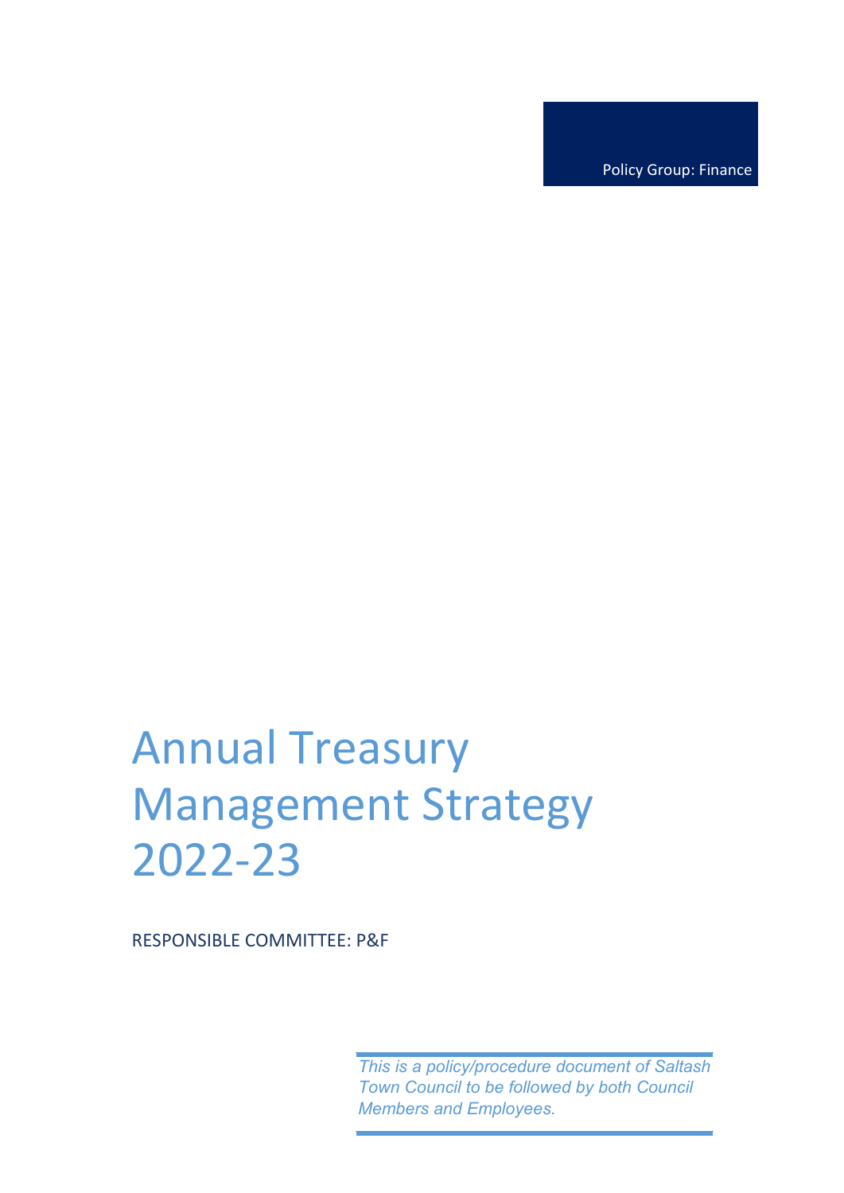Policy Group: Finance

# Annual Treasury Management Strategy 2022-23

RESPONSIBLE COMMITTEE: P&F

*This is a policy/procedure document of Saltash Town Council to be followed by both Council Members and Employees.*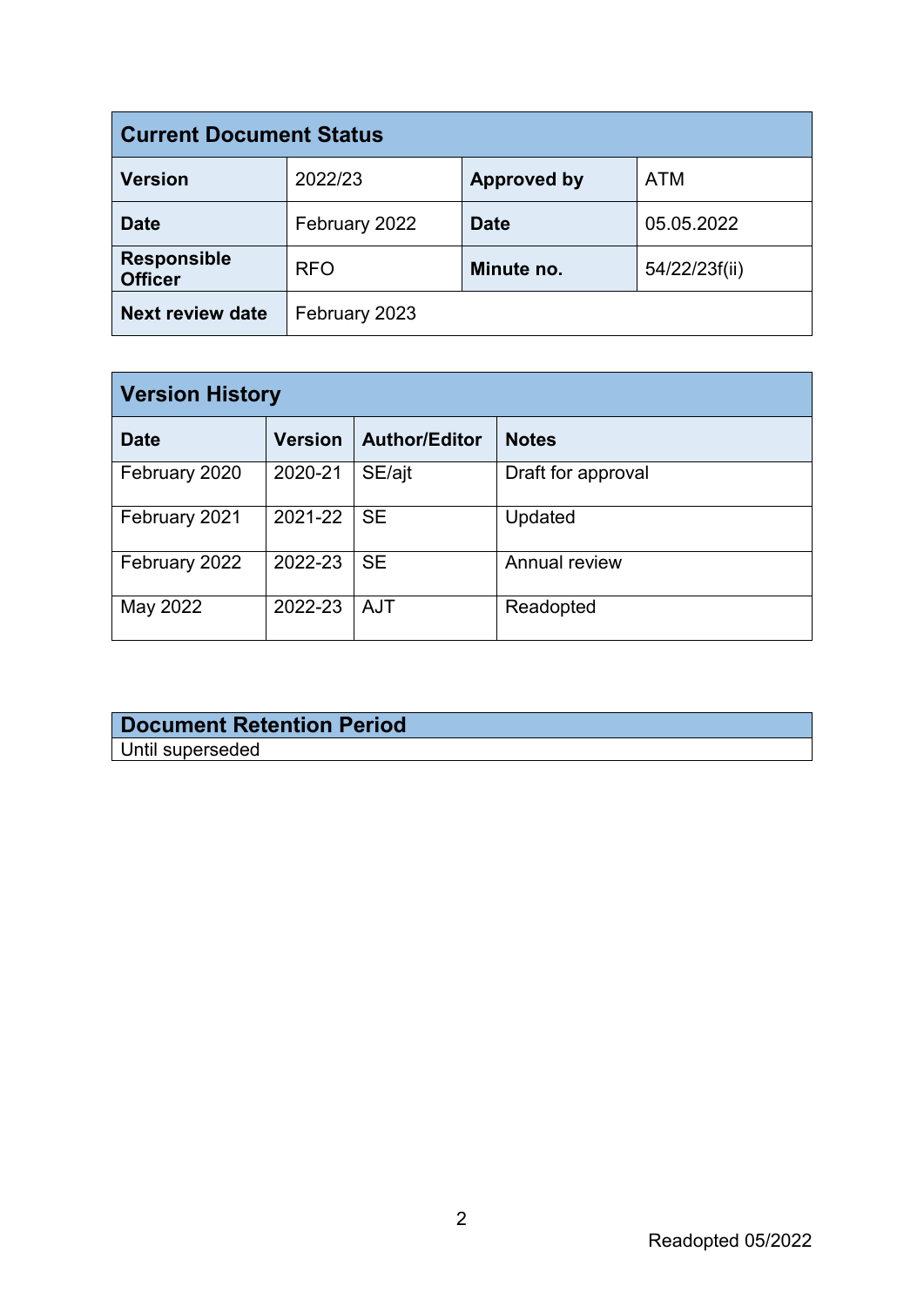| Current Document Status | | | |
|---|---|---|---|
| **Version** | 2022/23 | **Approved by** | ATM |
| **Date** | February 2022 | **Date** | 05.05.2022 |
| **Responsible Officer** | RFO | **Minute no.** | 54/22/23f(ii) |
| **Next review date** | February 2023 | | |

| Version History | | | |
|---|---|---|---|
| **Date** | **Version** | **Author/Editor** | **Notes** |
| February 2020 | 2020-21 | SE/ajt | Draft for approval |
| February 2021 | 2021-22 | SE | Updated |
| February 2022 | 2022-23 | SE | Annual review |
| May 2022 | 2022-23 | AJT | Readopted |

| Document Retention Period |
|---|
| Until superseded |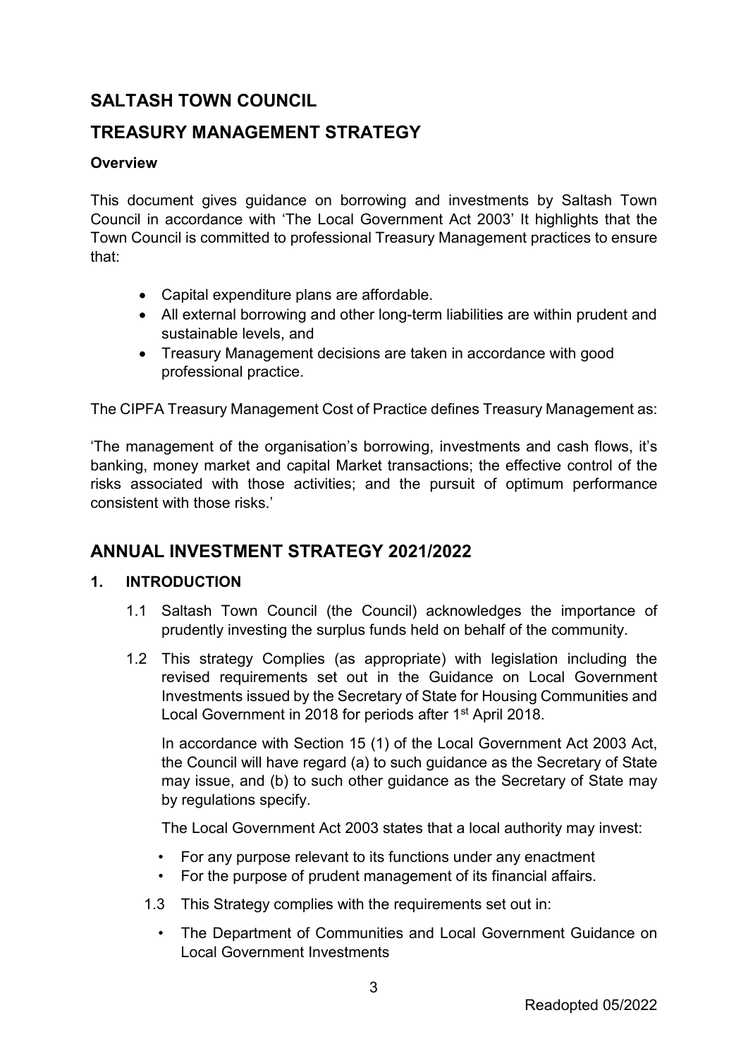# SALTASH TOWN COUNCIL

# TREASURY MANAGEMENT STRATEGY

**Overview**

This document gives guidance on borrowing and investments by Saltash Town Council in accordance with 'The Local Government Act 2003' It highlights that the Town Council is committed to professional Treasury Management practices to ensure that:

- Capital expenditure plans are affordable.
- All external borrowing and other long-term liabilities are within prudent and sustainable levels, and
- Treasury Management decisions are taken in accordance with good professional practice.

The CIPFA Treasury Management Cost of Practice defines Treasury Management as:

'The management of the organisation's borrowing, investments and cash flows, it's banking, money market and capital Market transactions; the effective control of the risks associated with those activities; and the pursuit of optimum performance consistent with those risks.'

# ANNUAL INVESTMENT STRATEGY 2021/2022

## 1. INTRODUCTION

1.1 Saltash Town Council (the Council) acknowledges the importance of prudently investing the surplus funds held on behalf of the community.

1.2 This strategy Complies (as appropriate) with legislation including the revised requirements set out in the Guidance on Local Government Investments issued by the Secretary of State for Housing Communities and Local Government in 2018 for periods after 1st April 2018.

In accordance with Section 15 (1) of the Local Government Act 2003 Act, the Council will have regard (a) to such guidance as the Secretary of State may issue, and (b) to such other guidance as the Secretary of State may by regulations specify.

The Local Government Act 2003 states that a local authority may invest:

- For any purpose relevant to its functions under any enactment
- For the purpose of prudent management of its financial affairs.

1.3 This Strategy complies with the requirements set out in:

- The Department of Communities and Local Government Guidance on Local Government Investments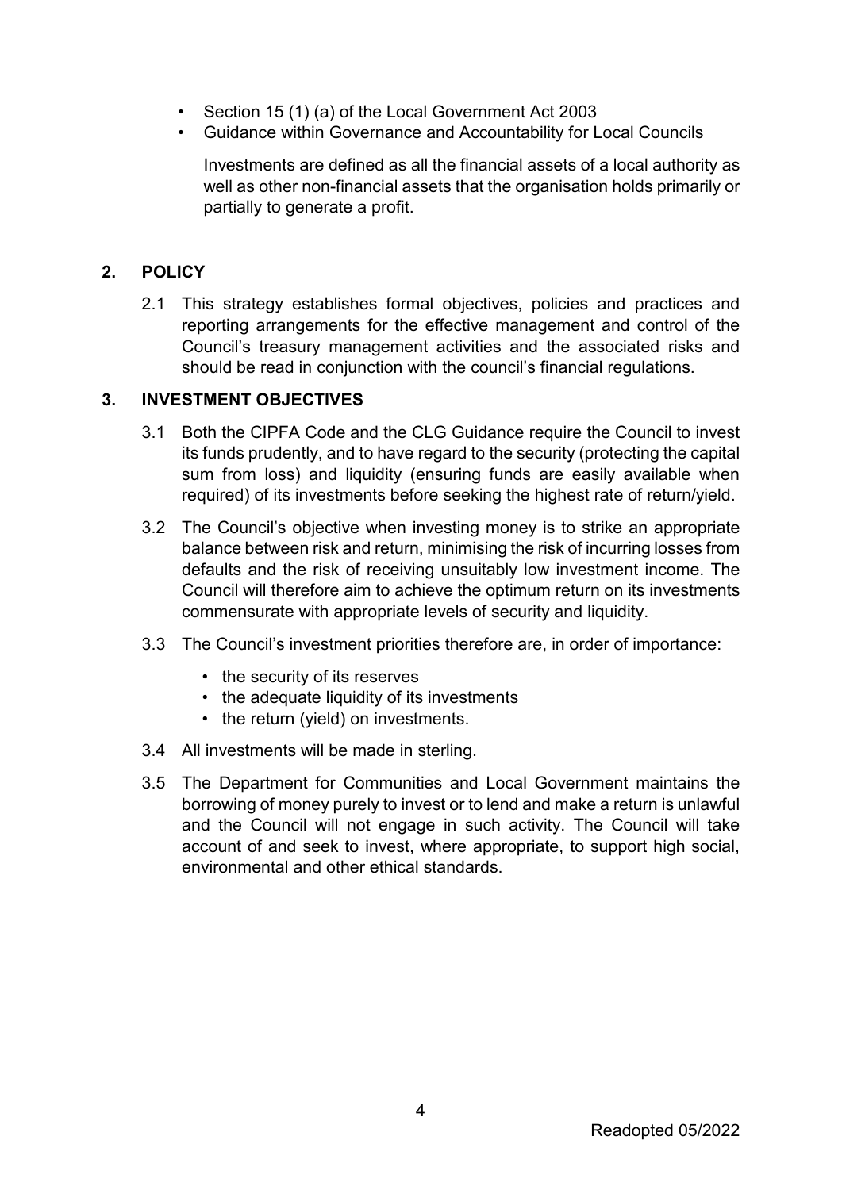- Section 15 (1) (a) of the Local Government Act 2003
- Guidance within Governance and Accountability for Local Councils

Investments are defined as all the financial assets of a local authority as well as other non-financial assets that the organisation holds primarily or partially to generate a profit.

## 2. POLICY

2.1 This strategy establishes formal objectives, policies and practices and reporting arrangements for the effective management and control of the Council's treasury management activities and the associated risks and should be read in conjunction with the council's financial regulations.

## 3. INVESTMENT OBJECTIVES

3.1 Both the CIPFA Code and the CLG Guidance require the Council to invest its funds prudently, and to have regard to the security (protecting the capital sum from loss) and liquidity (ensuring funds are easily available when required) of its investments before seeking the highest rate of return/yield.

3.2 The Council's objective when investing money is to strike an appropriate balance between risk and return, minimising the risk of incurring losses from defaults and the risk of receiving unsuitably low investment income. The Council will therefore aim to achieve the optimum return on its investments commensurate with appropriate levels of security and liquidity.

3.3 The Council's investment priorities therefore are, in order of importance:

- the security of its reserves
- the adequate liquidity of its investments
- the return (yield) on investments.

3.4 All investments will be made in sterling.

3.5 The Department for Communities and Local Government maintains the borrowing of money purely to invest or to lend and make a return is unlawful and the Council will not engage in such activity. The Council will take account of and seek to invest, where appropriate, to support high social, environmental and other ethical standards.

Readopted 05/2022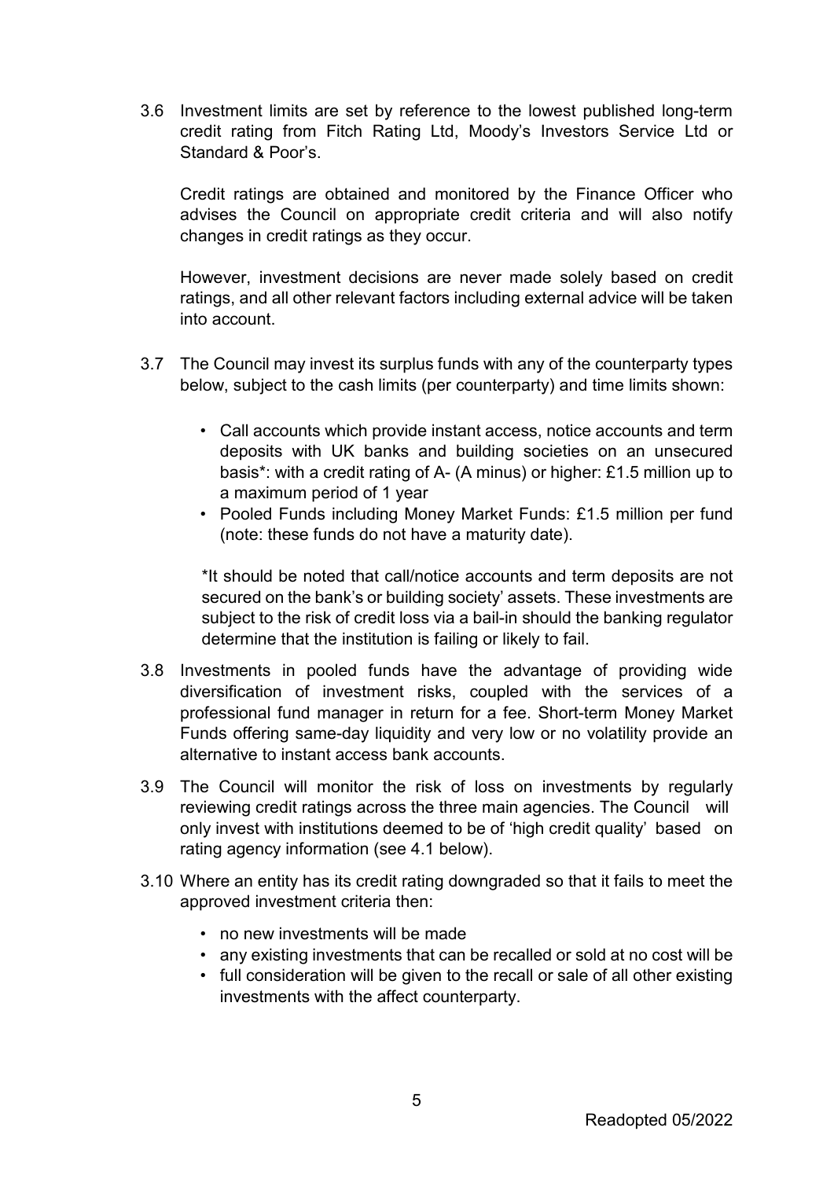3.6 Investment limits are set by reference to the lowest published long-term credit rating from Fitch Rating Ltd, Moody's Investors Service Ltd or Standard & Poor's.

Credit ratings are obtained and monitored by the Finance Officer who advises the Council on appropriate credit criteria and will also notify changes in credit ratings as they occur.

However, investment decisions are never made solely based on credit ratings, and all other relevant factors including external advice will be taken into account.

3.7 The Council may invest its surplus funds with any of the counterparty types below, subject to the cash limits (per counterparty) and time limits shown:

- Call accounts which provide instant access, notice accounts and term deposits with UK banks and building societies on an unsecured basis*: with a credit rating of A- (A minus) or higher: £1.5 million up to a maximum period of 1 year
- Pooled Funds including Money Market Funds: £1.5 million per fund (note: these funds do not have a maturity date).

*It should be noted that call/notice accounts and term deposits are not secured on the bank's or building society' assets. These investments are subject to the risk of credit loss via a bail-in should the banking regulator determine that the institution is failing or likely to fail.

3.8 Investments in pooled funds have the advantage of providing wide diversification of investment risks, coupled with the services of a professional fund manager in return for a fee. Short-term Money Market Funds offering same-day liquidity and very low or no volatility provide an alternative to instant access bank accounts.

3.9 The Council will monitor the risk of loss on investments by regularly reviewing credit ratings across the three main agencies. The Council will only invest with institutions deemed to be of 'high credit quality' based on rating agency information (see 4.1 below).

3.10 Where an entity has its credit rating downgraded so that it fails to meet the approved investment criteria then:

- no new investments will be made
- any existing investments that can be recalled or sold at no cost will be
- full consideration will be given to the recall or sale of all other existing investments with the affect counterparty.

Readopted 05/2022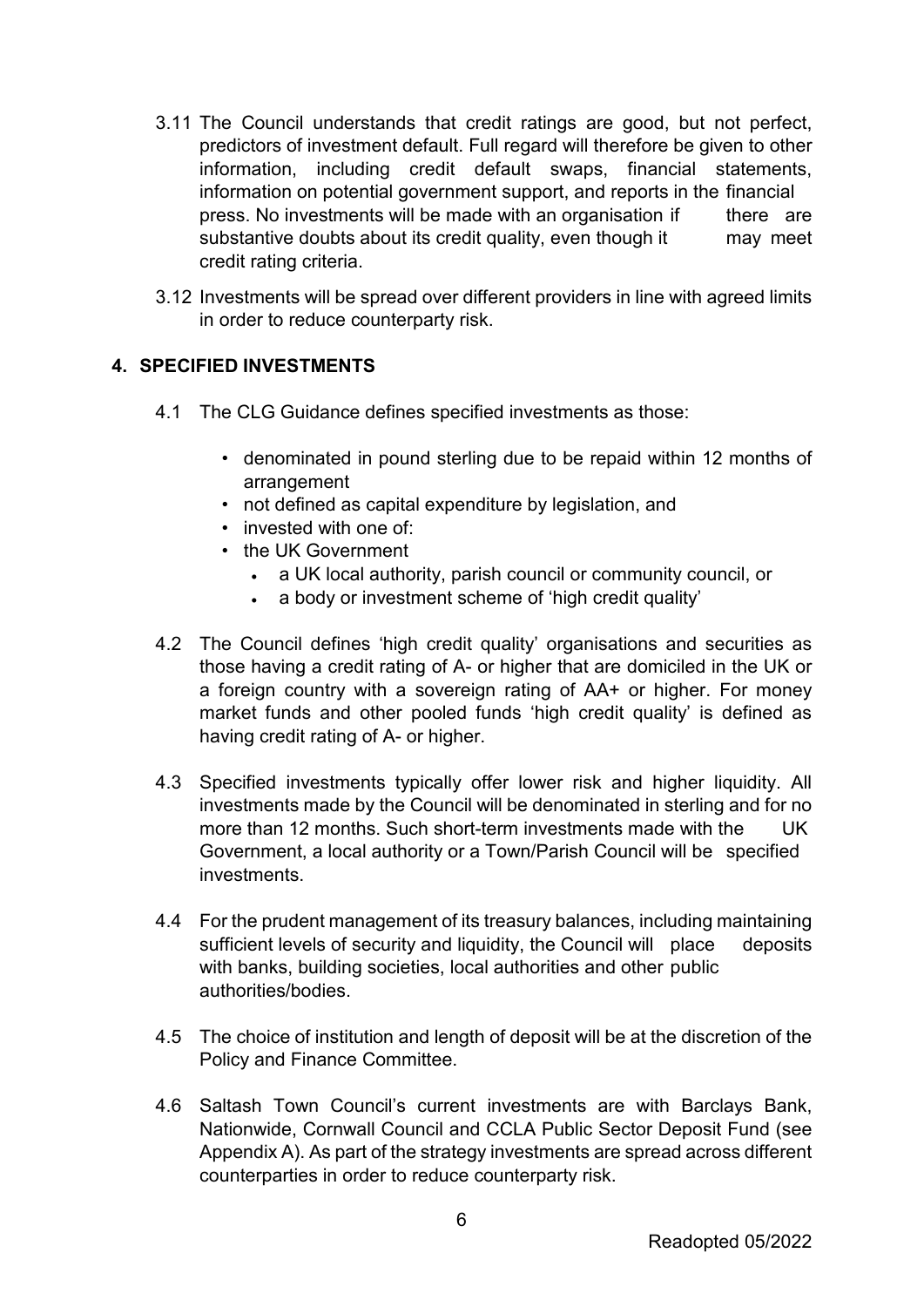3.11 The Council understands that credit ratings are good, but not perfect, predictors of investment default. Full regard will therefore be given to other information, including credit default swaps, financial statements, information on potential government support, and reports in the financial press. No investments will be made with an organisation if there are substantive doubts about its credit quality, even though it may meet credit rating criteria.

3.12 Investments will be spread over different providers in line with agreed limits in order to reduce counterparty risk.

## 4. SPECIFIED INVESTMENTS

4.1 The CLG Guidance defines specified investments as those:

- denominated in pound sterling due to be repaid within 12 months of arrangement
- not defined as capital expenditure by legislation, and
- invested with one of:
- the UK Government
  - a UK local authority, parish council or community council, or
  - a body or investment scheme of 'high credit quality'

4.2 The Council defines 'high credit quality' organisations and securities as those having a credit rating of A- or higher that are domiciled in the UK or a foreign country with a sovereign rating of AA+ or higher. For money market funds and other pooled funds 'high credit quality' is defined as having credit rating of A- or higher.

4.3 Specified investments typically offer lower risk and higher liquidity. All investments made by the Council will be denominated in sterling and for no more than 12 months. Such short-term investments made with the UK Government, a local authority or a Town/Parish Council will be specified investments.

4.4 For the prudent management of its treasury balances, including maintaining sufficient levels of security and liquidity, the Council will place deposits with banks, building societies, local authorities and other public authorities/bodies.

4.5 The choice of institution and length of deposit will be at the discretion of the Policy and Finance Committee.

4.6 Saltash Town Council's current investments are with Barclays Bank, Nationwide, Cornwall Council and CCLA Public Sector Deposit Fund (see Appendix A). As part of the strategy investments are spread across different counterparties in order to reduce counterparty risk.

Readopted 05/2022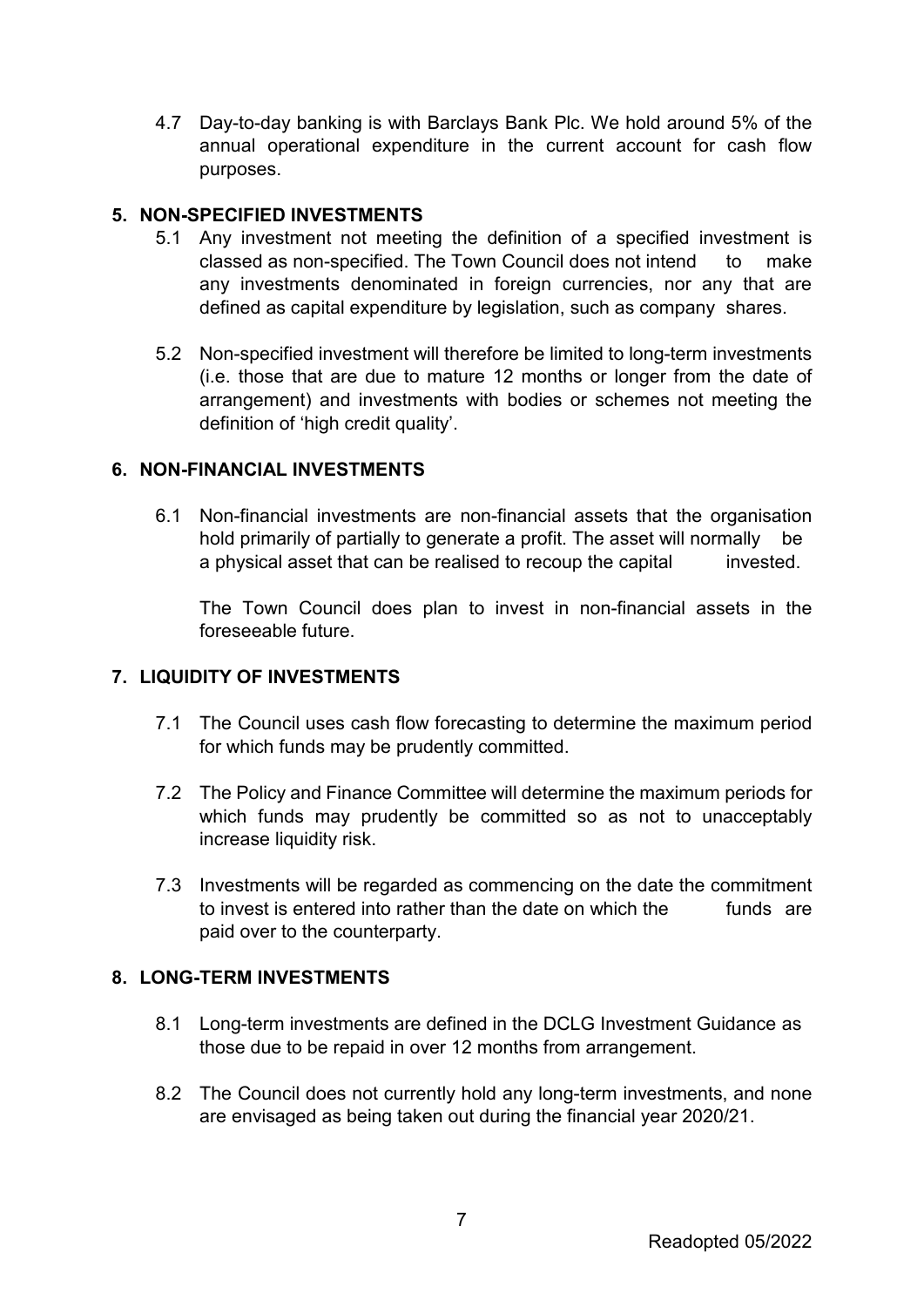4.7 Day-to-day banking is with Barclays Bank Plc. We hold around 5% of the annual operational expenditure in the current account for cash flow purposes.

## 5. NON-SPECIFIED INVESTMENTS

5.1 Any investment not meeting the definition of a specified investment is classed as non-specified. The Town Council does not intend to make any investments denominated in foreign currencies, nor any that are defined as capital expenditure by legislation, such as company shares.

5.2 Non-specified investment will therefore be limited to long-term investments (i.e. those that are due to mature 12 months or longer from the date of arrangement) and investments with bodies or schemes not meeting the definition of 'high credit quality'.

## 6. NON-FINANCIAL INVESTMENTS

6.1 Non-financial investments are non-financial assets that the organisation hold primarily of partially to generate a profit. The asset will normally be a physical asset that can be realised to recoup the capital invested.

The Town Council does plan to invest in non-financial assets in the foreseeable future.

## 7. LIQUIDITY OF INVESTMENTS

7.1 The Council uses cash flow forecasting to determine the maximum period for which funds may be prudently committed.

7.2 The Policy and Finance Committee will determine the maximum periods for which funds may prudently be committed so as not to unacceptably increase liquidity risk.

7.3 Investments will be regarded as commencing on the date the commitment to invest is entered into rather than the date on which the funds are paid over to the counterparty.

## 8. LONG-TERM INVESTMENTS

8.1 Long-term investments are defined in the DCLG Investment Guidance as those due to be repaid in over 12 months from arrangement.

8.2 The Council does not currently hold any long-term investments, and none are envisaged as being taken out during the financial year 2020/21.

Readopted 05/2022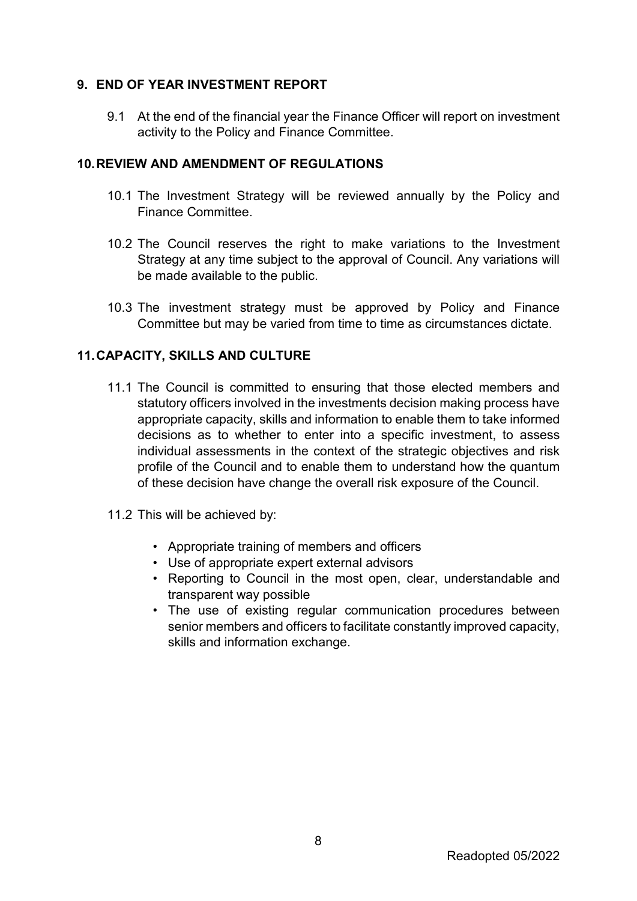## 9. END OF YEAR INVESTMENT REPORT

9.1 At the end of the financial year the Finance Officer will report on investment activity to the Policy and Finance Committee.

## 10. REVIEW AND AMENDMENT OF REGULATIONS

10.1 The Investment Strategy will be reviewed annually by the Policy and Finance Committee.

10.2 The Council reserves the right to make variations to the Investment Strategy at any time subject to the approval of Council. Any variations will be made available to the public.

10.3 The investment strategy must be approved by Policy and Finance Committee but may be varied from time to time as circumstances dictate.

## 11. CAPACITY, SKILLS AND CULTURE

11.1 The Council is committed to ensuring that those elected members and statutory officers involved in the investments decision making process have appropriate capacity, skills and information to enable them to take informed decisions as to whether to enter into a specific investment, to assess individual assessments in the context of the strategic objectives and risk profile of the Council and to enable them to understand how the quantum of these decision have change the overall risk exposure of the Council.

11.2 This will be achieved by:

- Appropriate training of members and officers
- Use of appropriate expert external advisors
- Reporting to Council in the most open, clear, understandable and transparent way possible
- The use of existing regular communication procedures between senior members and officers to facilitate constantly improved capacity, skills and information exchange.

Readopted 05/2022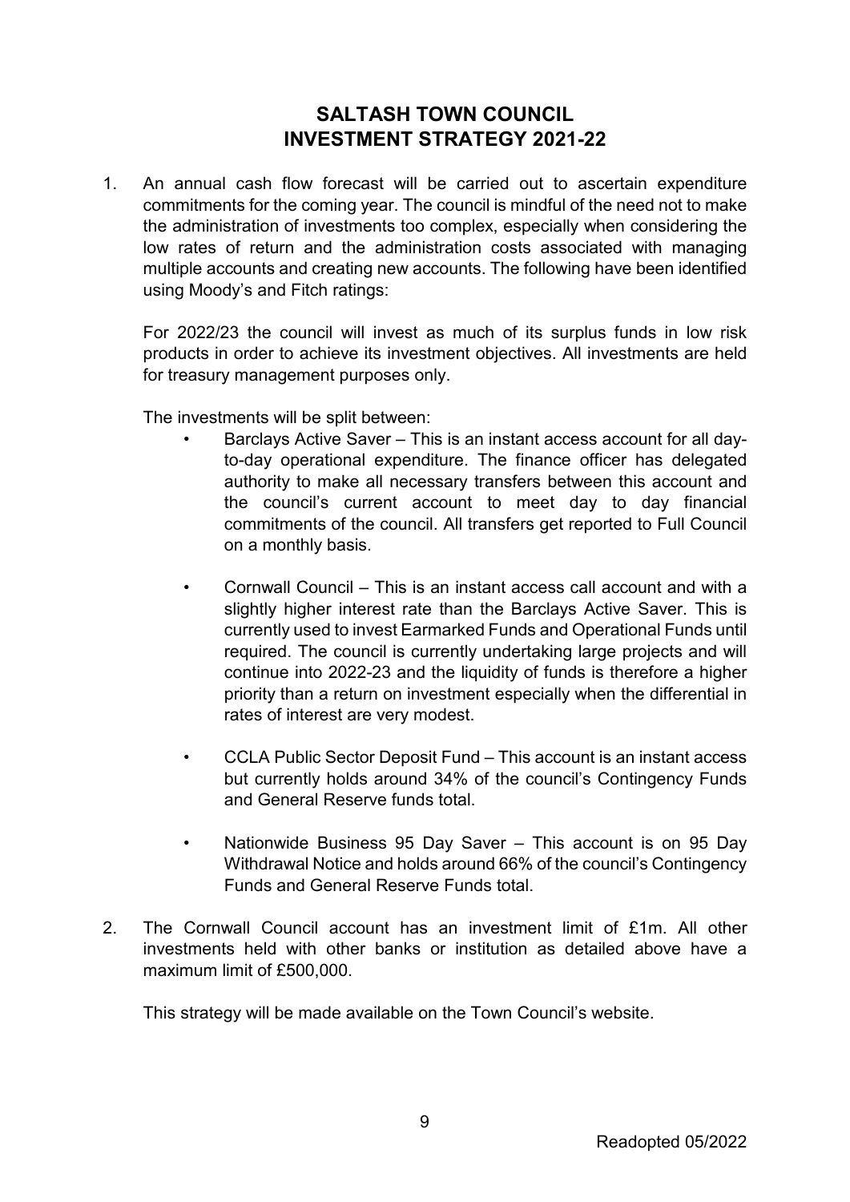# SALTASH TOWN COUNCIL
# INVESTMENT STRATEGY 2021-22

1. An annual cash flow forecast will be carried out to ascertain expenditure commitments for the coming year. The council is mindful of the need not to make the administration of investments too complex, especially when considering the low rates of return and the administration costs associated with managing multiple accounts and creating new accounts. The following have been identified using Moody's and Fitch ratings:

   For 2022/23 the council will invest as much of its surplus funds in low risk products in order to achieve its investment objectives. All investments are held for treasury management purposes only.

   The investments will be split between:

   - Barclays Active Saver – This is an instant access account for all day-to-day operational expenditure. The finance officer has delegated authority to make all necessary transfers between this account and the council's current account to meet day to day financial commitments of the council. All transfers get reported to Full Council on a monthly basis.

   - Cornwall Council – This is an instant access call account and with a slightly higher interest rate than the Barclays Active Saver. This is currently used to invest Earmarked Funds and Operational Funds until required. The council is currently undertaking large projects and will continue into 2022-23 and the liquidity of funds is therefore a higher priority than a return on investment especially when the differential in rates of interest are very modest.

   - CCLA Public Sector Deposit Fund – This account is an instant access but currently holds around 34% of the council's Contingency Funds and General Reserve funds total.

   - Nationwide Business 95 Day Saver – This account is on 95 Day Withdrawal Notice and holds around 66% of the council's Contingency Funds and General Reserve Funds total.

2. The Cornwall Council account has an investment limit of £1m. All other investments held with other banks or institution as detailed above have a maximum limit of £500,000.

   This strategy will be made available on the Town Council's website.

Readopted 05/2022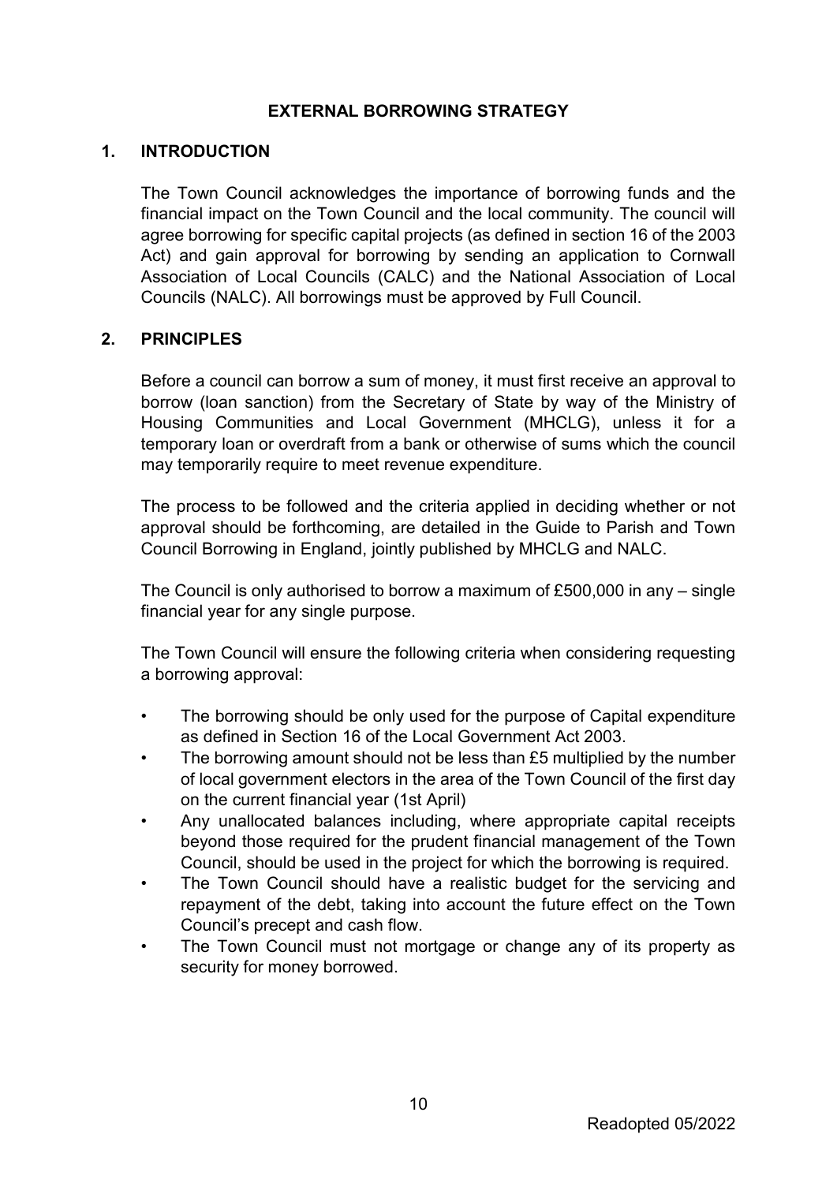# EXTERNAL BORROWING STRATEGY

## 1. INTRODUCTION

The Town Council acknowledges the importance of borrowing funds and the financial impact on the Town Council and the local community. The council will agree borrowing for specific capital projects (as defined in section 16 of the 2003 Act) and gain approval for borrowing by sending an application to Cornwall Association of Local Councils (CALC) and the National Association of Local Councils (NALC). All borrowings must be approved by Full Council.

## 2. PRINCIPLES

Before a council can borrow a sum of money, it must first receive an approval to borrow (loan sanction) from the Secretary of State by way of the Ministry of Housing Communities and Local Government (MHCLG), unless it for a temporary loan or overdraft from a bank or otherwise of sums which the council may temporarily require to meet revenue expenditure.

The process to be followed and the criteria applied in deciding whether or not approval should be forthcoming, are detailed in the Guide to Parish and Town Council Borrowing in England, jointly published by MHCLG and NALC.

The Council is only authorised to borrow a maximum of £500,000 in any – single financial year for any single purpose.

The Town Council will ensure the following criteria when considering requesting a borrowing approval:

- The borrowing should be only used for the purpose of Capital expenditure as defined in Section 16 of the Local Government Act 2003.
- The borrowing amount should not be less than £5 multiplied by the number of local government electors in the area of the Town Council of the first day on the current financial year (1st April)
- Any unallocated balances including, where appropriate capital receipts beyond those required for the prudent financial management of the Town Council, should be used in the project for which the borrowing is required.
- The Town Council should have a realistic budget for the servicing and repayment of the debt, taking into account the future effect on the Town Council's precept and cash flow.
- The Town Council must not mortgage or change any of its property as security for money borrowed.

Readopted 05/2022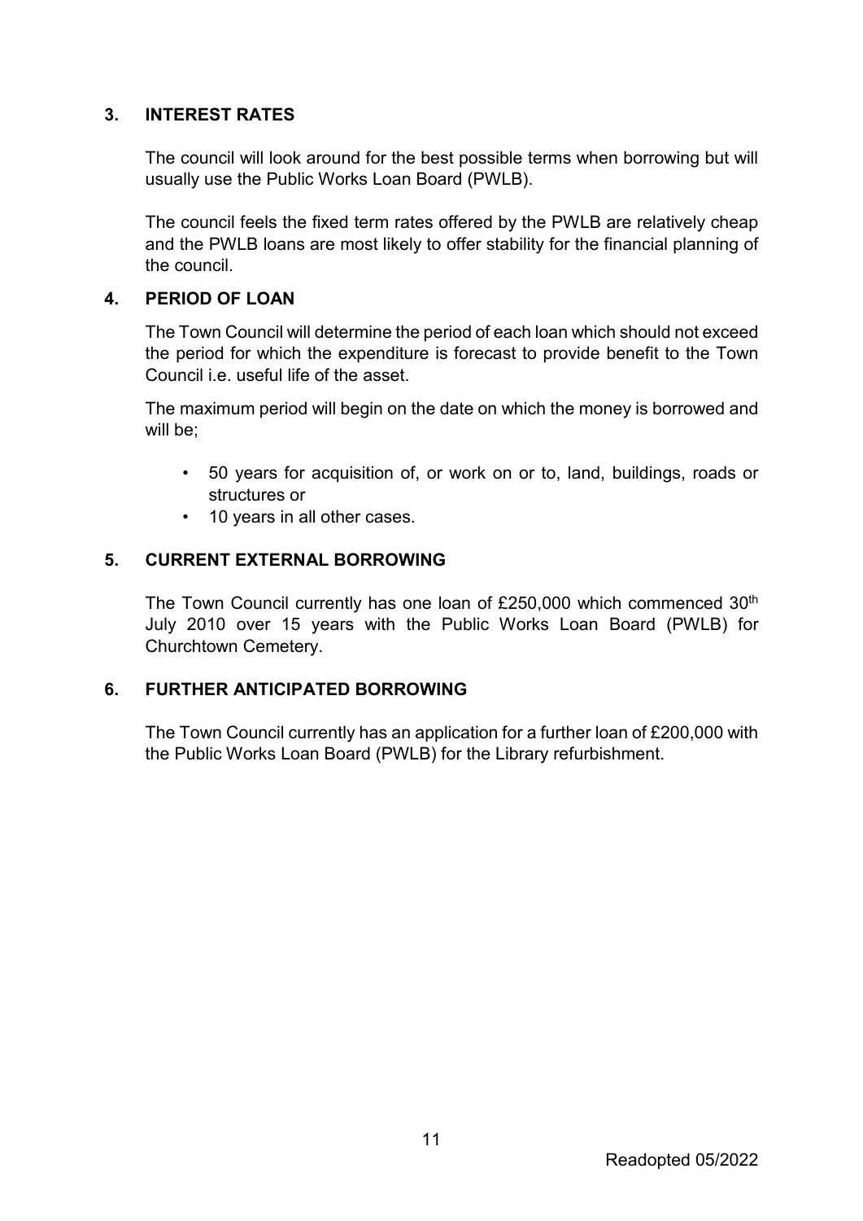## 3. INTEREST RATES

The council will look around for the best possible terms when borrowing but will usually use the Public Works Loan Board (PWLB).

The council feels the fixed term rates offered by the PWLB are relatively cheap and the PWLB loans are most likely to offer stability for the financial planning of the council.

## 4. PERIOD OF LOAN

The Town Council will determine the period of each loan which should not exceed the period for which the expenditure is forecast to provide benefit to the Town Council i.e. useful life of the asset.

The maximum period will begin on the date on which the money is borrowed and will be;

- 50 years for acquisition of, or work on or to, land, buildings, roads or structures or
- 10 years in all other cases.

## 5. CURRENT EXTERNAL BORROWING

The Town Council currently has one loan of £250,000 which commenced 30th July 2010 over 15 years with the Public Works Loan Board (PWLB) for Churchtown Cemetery.

## 6. FURTHER ANTICIPATED BORROWING

The Town Council currently has an application for a further loan of £200,000 with the Public Works Loan Board (PWLB) for the Library refurbishment.

Readopted 05/2022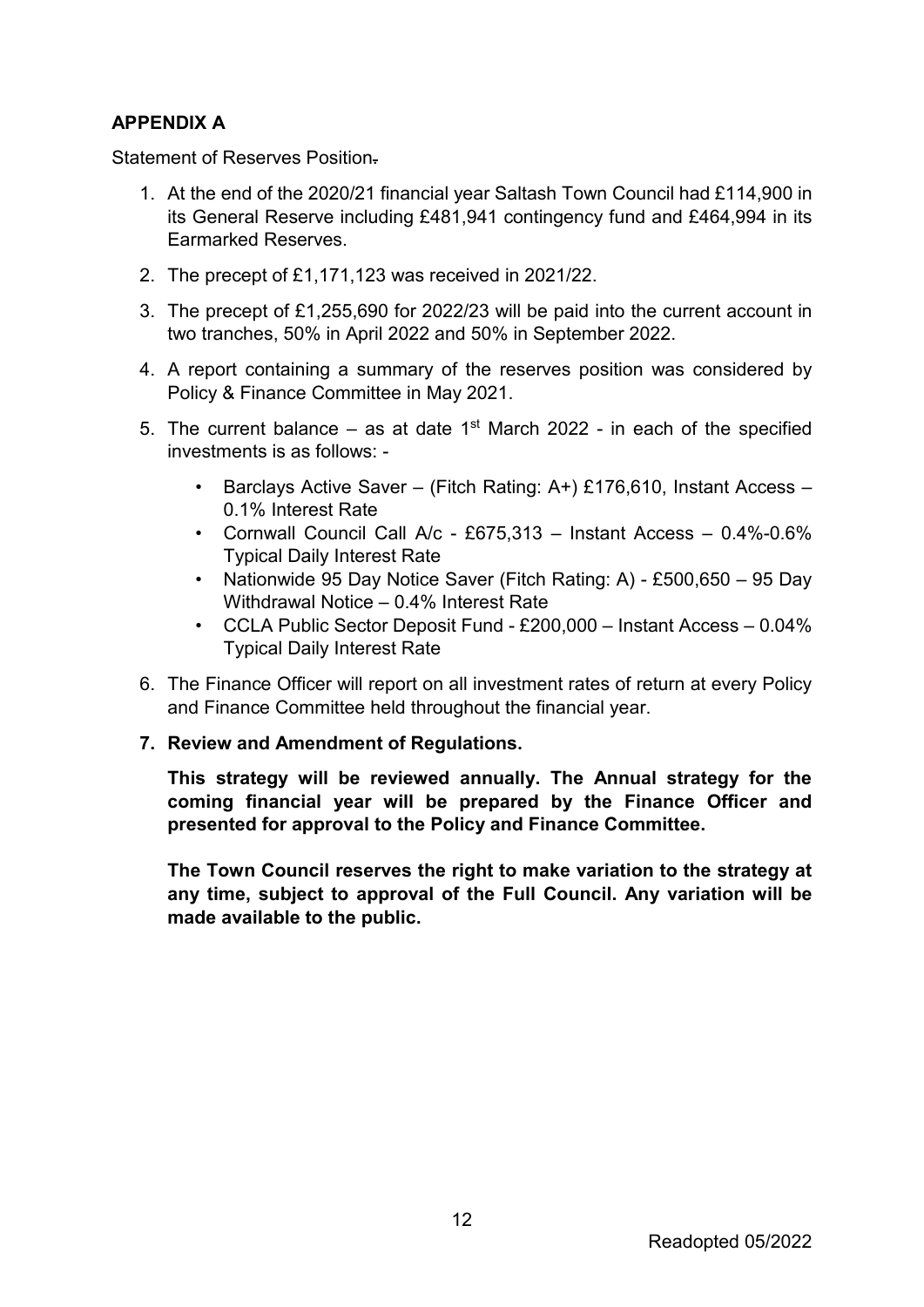## APPENDIX A

Statement of Reserves Position.

1. At the end of the 2020/21 financial year Saltash Town Council had £114,900 in its General Reserve including £481,941 contingency fund and £464,994 in its Earmarked Reserves.
2. The precept of £1,171,123 was received in 2021/22.
3. The precept of £1,255,690 for 2022/23 will be paid into the current account in two tranches, 50% in April 2022 and 50% in September 2022.
4. A report containing a summary of the reserves position was considered by Policy & Finance Committee in May 2021.
5. The current balance – as at date 1st March 2022 - in each of the specified investments is as follows: -
   - Barclays Active Saver – (Fitch Rating: A+) £176,610, Instant Access – 0.1% Interest Rate
   - Cornwall Council Call A/c - £675,313 – Instant Access – 0.4%-0.6% Typical Daily Interest Rate
   - Nationwide 95 Day Notice Saver (Fitch Rating: A) - £500,650 – 95 Day Withdrawal Notice – 0.4% Interest Rate
   - CCLA Public Sector Deposit Fund - £200,000 – Instant Access – 0.04% Typical Daily Interest Rate
6. The Finance Officer will report on all investment rates of return at every Policy and Finance Committee held throughout the financial year.
7. **Review and Amendment of Regulations.**

   **This strategy will be reviewed annually. The Annual strategy for the coming financial year will be prepared by the Finance Officer and presented for approval to the Policy and Finance Committee.**

   **The Town Council reserves the right to make variation to the strategy at any time, subject to approval of the Full Council. Any variation will be made available to the public.**

Readopted 05/2022